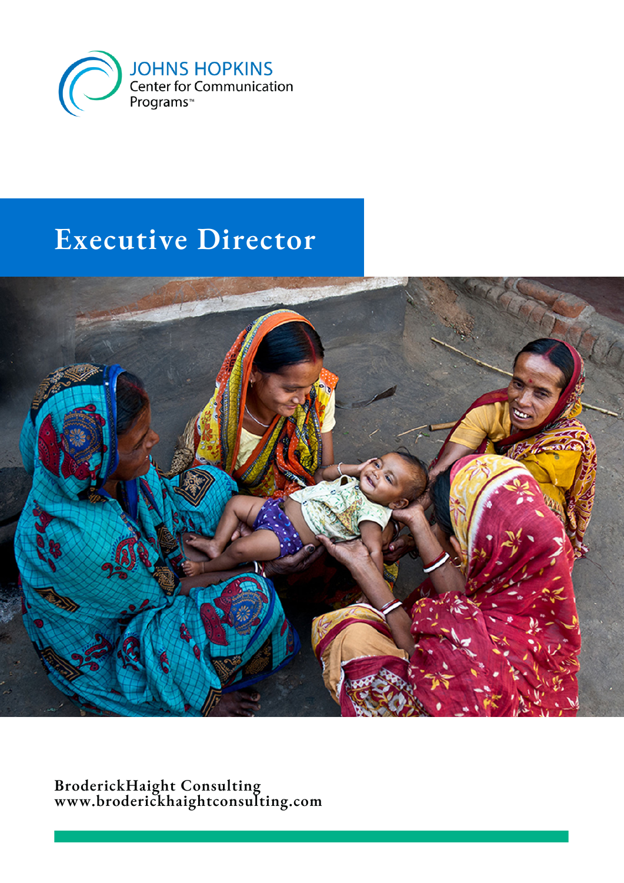JOHNS HOPKINS
Center for Communication Programs™

# Executive Director

**BroderickHaight Consulting**
**www.broderickhaightconsulting.com**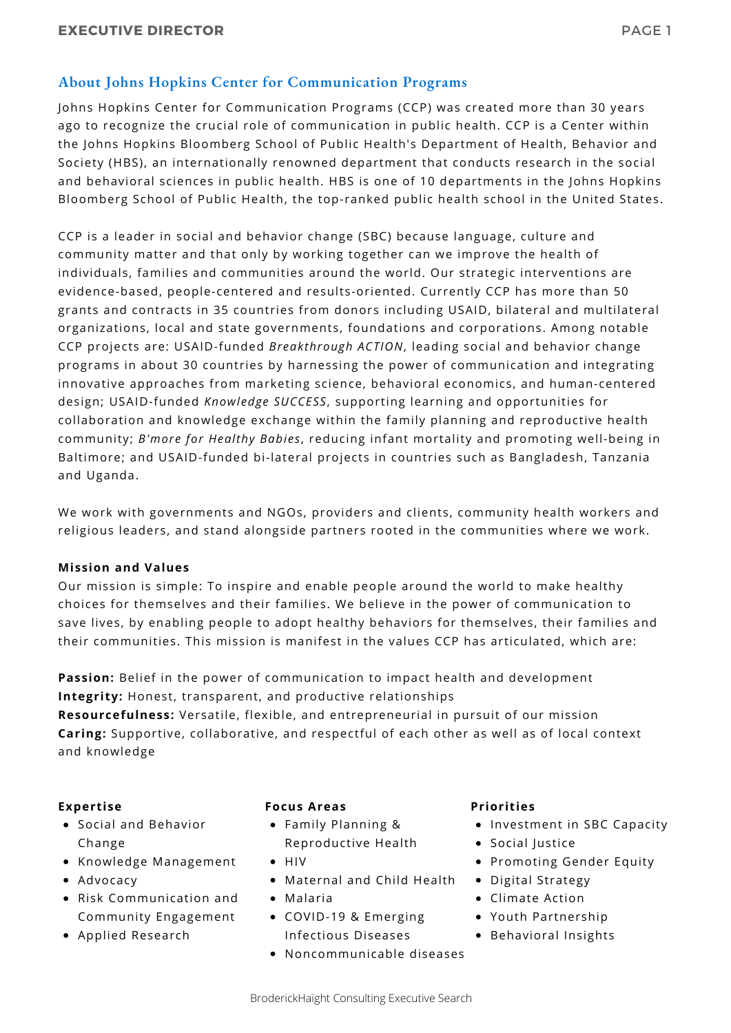## About Johns Hopkins Center for Communication Programs

Johns Hopkins Center for Communication Programs (CCP) was created more than 30 years ago to recognize the crucial role of communication in public health. CCP is a Center within the Johns Hopkins Bloomberg School of Public Health's Department of Health, Behavior and Society (HBS), an internationally renowned department that conducts research in the social and behavioral sciences in public health. HBS is one of 10 departments in the Johns Hopkins Bloomberg School of Public Health, the top-ranked public health school in the United States.

CCP is a leader in social and behavior change (SBC) because language, culture and community matter and that only by working together can we improve the health of individuals, families and communities around the world. Our strategic interventions are evidence-based, people-centered and results-oriented. Currently CCP has more than 50 grants and contracts in 35 countries from donors including USAID, bilateral and multilateral organizations, local and state governments, foundations and corporations. Among notable CCP projects are: USAID-funded *Breakthrough ACTION*, leading social and behavior change programs in about 30 countries by harnessing the power of communication and integrating innovative approaches from marketing science, behavioral economics, and human-centered design; USAID-funded *Knowledge SUCCESS*, supporting learning and opportunities for collaboration and knowledge exchange within the family planning and reproductive health community; *B'more for Healthy Babies*, reducing infant mortality and promoting well-being in Baltimore; and USAID-funded bi-lateral projects in countries such as Bangladesh, Tanzania and Uganda.

We work with governments and NGOs, providers and clients, community health workers and religious leaders, and stand alongside partners rooted in the communities where we work.

**Mission and Values**

Our mission is simple: To inspire and enable people around the world to make healthy choices for themselves and their families. We believe in the power of communication to save lives, by enabling people to adopt healthy behaviors for themselves, their families and their communities. This mission is manifest in the values CCP has articulated, which are:

**Passion:** Belief in the power of communication to impact health and development
**Integrity:** Honest, transparent, and productive relationships
**Resourcefulness:** Versatile, flexible, and entrepreneurial in pursuit of our mission
**Caring:** Supportive, collaborative, and respectful of each other as well as of local context and knowledge

**Expertise**

- Social and Behavior Change
- Knowledge Management
- Advocacy
- Risk Communication and Community Engagement
- Applied Research

**Focus Areas**

- Family Planning & Reproductive Health
- HIV
- Maternal and Child Health
- Malaria
- COVID-19 & Emerging Infectious Diseases
- Noncommunicable diseases

**Priorities**

- Investment in SBC Capacity
- Social Justice
- Promoting Gender Equity
- Digital Strategy
- Climate Action
- Youth Partnership
- Behavioral Insights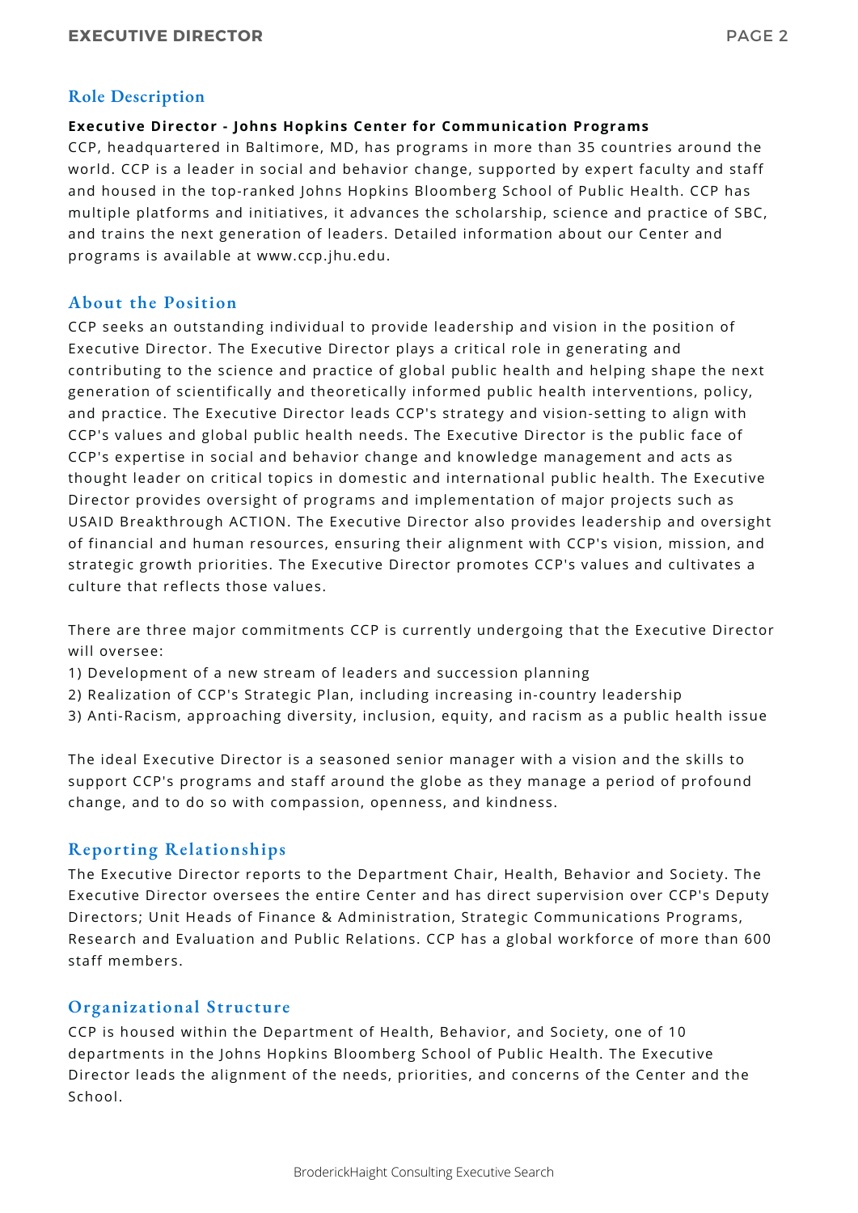## Role Description

**Executive Director - Johns Hopkins Center for Communication Programs**

CCP, headquartered in Baltimore, MD, has programs in more than 35 countries around the world. CCP is a leader in social and behavior change, supported by expert faculty and staff and housed in the top-ranked Johns Hopkins Bloomberg School of Public Health. CCP has multiple platforms and initiatives, it advances the scholarship, science and practice of SBC, and trains the next generation of leaders. Detailed information about our Center and programs is available at www.ccp.jhu.edu.

## About the Position

CCP seeks an outstanding individual to provide leadership and vision in the position of Executive Director. The Executive Director plays a critical role in generating and contributing to the science and practice of global public health and helping shape the next generation of scientifically and theoretically informed public health interventions, policy, and practice. The Executive Director leads CCP's strategy and vision-setting to align with CCP's values and global public health needs. The Executive Director is the public face of CCP's expertise in social and behavior change and knowledge management and acts as thought leader on critical topics in domestic and international public health. The Executive Director provides oversight of programs and implementation of major projects such as USAID Breakthrough ACTION. The Executive Director also provides leadership and oversight of financial and human resources, ensuring their alignment with CCP's vision, mission, and strategic growth priorities. The Executive Director promotes CCP's values and cultivates a culture that reflects those values.

There are three major commitments CCP is currently undergoing that the Executive Director will oversee:

1) Development of a new stream of leaders and succession planning
2) Realization of CCP's Strategic Plan, including increasing in-country leadership
3) Anti-Racism, approaching diversity, inclusion, equity, and racism as a public health issue

The ideal Executive Director is a seasoned senior manager with a vision and the skills to support CCP's programs and staff around the globe as they manage a period of profound change, and to do so with compassion, openness, and kindness.

## Reporting Relationships

The Executive Director reports to the Department Chair, Health, Behavior and Society. The Executive Director oversees the entire Center and has direct supervision over CCP's Deputy Directors; Unit Heads of Finance & Administration, Strategic Communications Programs, Research and Evaluation and Public Relations. CCP has a global workforce of more than 600 staff members.

## Organizational Structure

CCP is housed within the Department of Health, Behavior, and Society, one of 10 departments in the Johns Hopkins Bloomberg School of Public Health. The Executive Director leads the alignment of the needs, priorities, and concerns of the Center and the School.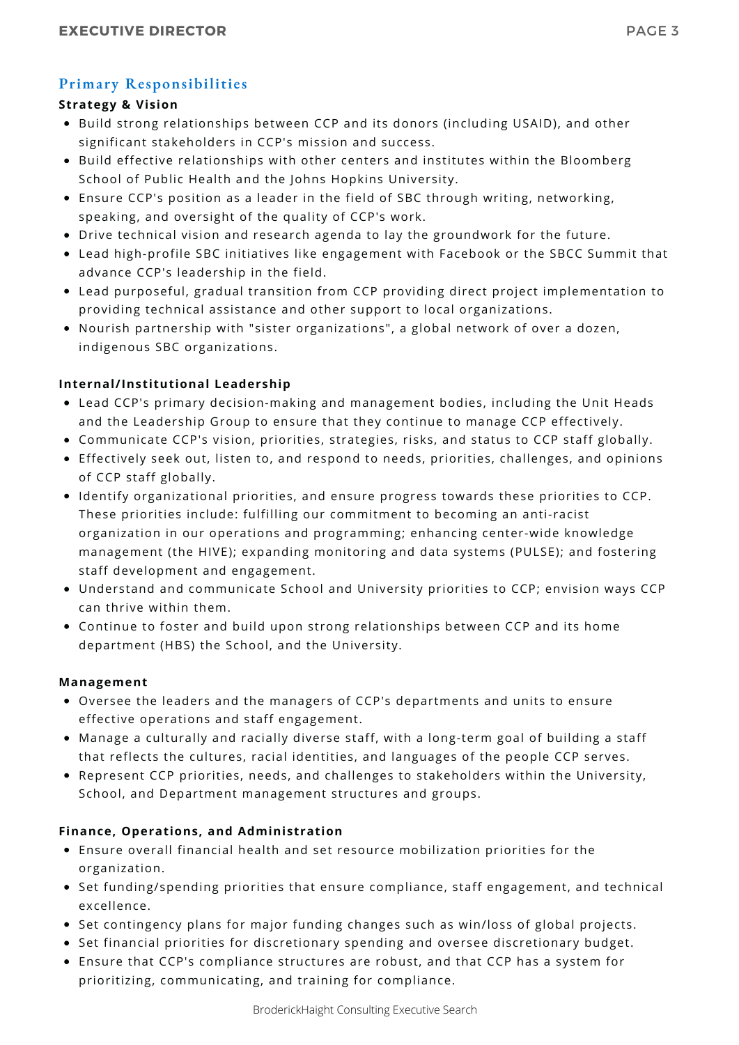## Primary Responsibilities

**Strategy & Vision**

- Build strong relationships between CCP and its donors (including USAID), and other significant stakeholders in CCP's mission and success.
- Build effective relationships with other centers and institutes within the Bloomberg School of Public Health and the Johns Hopkins University.
- Ensure CCP's position as a leader in the field of SBC through writing, networking, speaking, and oversight of the quality of CCP's work.
- Drive technical vision and research agenda to lay the groundwork for the future.
- Lead high-profile SBC initiatives like engagement with Facebook or the SBCC Summit that advance CCP's leadership in the field.
- Lead purposeful, gradual transition from CCP providing direct project implementation to providing technical assistance and other support to local organizations.
- Nourish partnership with "sister organizations", a global network of over a dozen, indigenous SBC organizations.

**Internal/Institutional Leadership**

- Lead CCP's primary decision-making and management bodies, including the Unit Heads and the Leadership Group to ensure that they continue to manage CCP effectively.
- Communicate CCP's vision, priorities, strategies, risks, and status to CCP staff globally.
- Effectively seek out, listen to, and respond to needs, priorities, challenges, and opinions of CCP staff globally.
- Identify organizational priorities, and ensure progress towards these priorities to CCP. These priorities include: fulfilling our commitment to becoming an anti-racist organization in our operations and programming; enhancing center-wide knowledge management (the HIVE); expanding monitoring and data systems (PULSE); and fostering staff development and engagement.
- Understand and communicate School and University priorities to CCP; envision ways CCP can thrive within them.
- Continue to foster and build upon strong relationships between CCP and its home department (HBS) the School, and the University.

**Management**

- Oversee the leaders and the managers of CCP's departments and units to ensure effective operations and staff engagement.
- Manage a culturally and racially diverse staff, with a long-term goal of building a staff that reflects the cultures, racial identities, and languages of the people CCP serves.
- Represent CCP priorities, needs, and challenges to stakeholders within the University, School, and Department management structures and groups.

**Finance, Operations, and Administration**

- Ensure overall financial health and set resource mobilization priorities for the organization.
- Set funding/spending priorities that ensure compliance, staff engagement, and technical excellence.
- Set contingency plans for major funding changes such as win/loss of global projects.
- Set financial priorities for discretionary spending and oversee discretionary budget.
- Ensure that CCP's compliance structures are robust, and that CCP has a system for prioritizing, communicating, and training for compliance.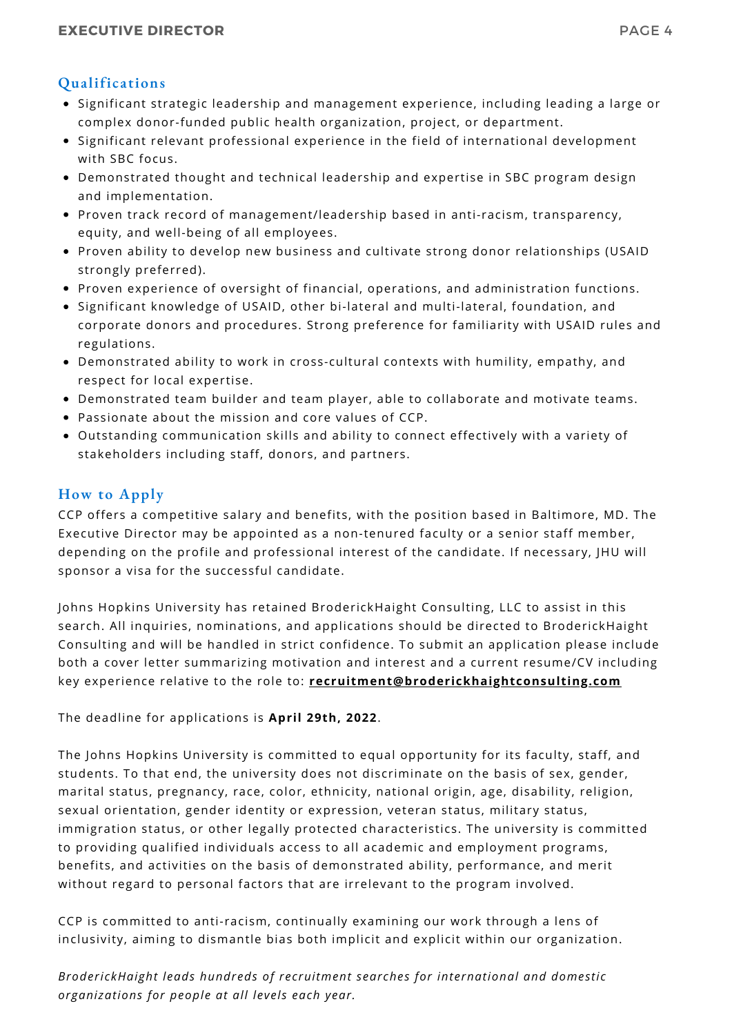## Qualifications

- Significant strategic leadership and management experience, including leading a large or complex donor-funded public health organization, project, or department.
- Significant relevant professional experience in the field of international development with SBC focus.
- Demonstrated thought and technical leadership and expertise in SBC program design and implementation.
- Proven track record of management/leadership based in anti-racism, transparency, equity, and well-being of all employees.
- Proven ability to develop new business and cultivate strong donor relationships (USAID strongly preferred).
- Proven experience of oversight of financial, operations, and administration functions.
- Significant knowledge of USAID, other bi-lateral and multi-lateral, foundation, and corporate donors and procedures. Strong preference for familiarity with USAID rules and regulations.
- Demonstrated ability to work in cross-cultural contexts with humility, empathy, and respect for local expertise.
- Demonstrated team builder and team player, able to collaborate and motivate teams.
- Passionate about the mission and core values of CCP.
- Outstanding communication skills and ability to connect effectively with a variety of stakeholders including staff, donors, and partners.

## How to Apply

CCP offers a competitive salary and benefits, with the position based in Baltimore, MD. The Executive Director may be appointed as a non-tenured faculty or a senior staff member, depending on the profile and professional interest of the candidate. If necessary, JHU will sponsor a visa for the successful candidate.

Johns Hopkins University has retained BroderickHaight Consulting, LLC to assist in this search. All inquiries, nominations, and applications should be directed to BroderickHaight Consulting and will be handled in strict confidence. To submit an application please include both a cover letter summarizing motivation and interest and a current resume/CV including key experience relative to the role to: **recruitment@broderickhaightconsulting.com**

The deadline for applications is **April 29th, 2022**.

The Johns Hopkins University is committed to equal opportunity for its faculty, staff, and students. To that end, the university does not discriminate on the basis of sex, gender, marital status, pregnancy, race, color, ethnicity, national origin, age, disability, religion, sexual orientation, gender identity or expression, veteran status, military status, immigration status, or other legally protected characteristics. The university is committed to providing qualified individuals access to all academic and employment programs, benefits, and activities on the basis of demonstrated ability, performance, and merit without regard to personal factors that are irrelevant to the program involved.

CCP is committed to anti-racism, continually examining our work through a lens of inclusivity, aiming to dismantle bias both implicit and explicit within our organization.

*BroderickHaight leads hundreds of recruitment searches for international and domestic organizations for people at all levels each year.*